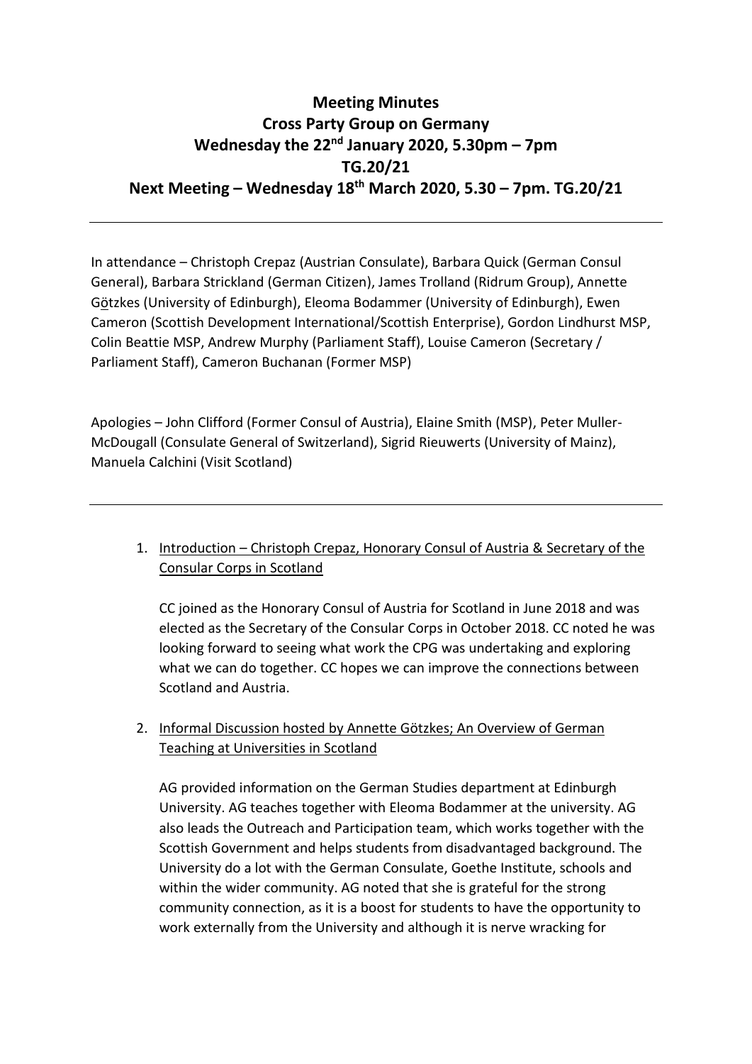# Meeting Minutes
# Cross Party Group on Germany
# Wednesday the 22nd January 2020, 5.30pm – 7pm
# TG.20/21
# Next Meeting – Wednesday 18th March 2020, 5.30 – 7pm. TG.20/21

---

In attendance – Christoph Crepaz (Austrian Consulate), Barbara Quick (German Consul General), Barbara Strickland (German Citizen), James Trolland (Ridrum Group), Annette Götzkes (University of Edinburgh), Eleoma Bodammer (University of Edinburgh), Ewen Cameron (Scottish Development International/Scottish Enterprise), Gordon Lindhurst MSP, Colin Beattie MSP, Andrew Murphy (Parliament Staff), Louise Cameron (Secretary / Parliament Staff), Cameron Buchanan (Former MSP)

Apologies – John Clifford (Former Consul of Austria), Elaine Smith (MSP), Peter Muller-McDougall (Consulate General of Switzerland), Sigrid Rieuwerts (University of Mainz), Manuela Calchini (Visit Scotland)

---

1. Introduction – Christoph Crepaz, Honorary Consul of Austria & Secretary of the Consular Corps in Scotland

   CC joined as the Honorary Consul of Austria for Scotland in June 2018 and was elected as the Secretary of the Consular Corps in October 2018. CC noted he was looking forward to seeing what work the CPG was undertaking and exploring what we can do together. CC hopes we can improve the connections between Scotland and Austria.

2. Informal Discussion hosted by Annette Götzkes; An Overview of German Teaching at Universities in Scotland

   AG provided information on the German Studies department at Edinburgh University. AG teaches together with Eleoma Bodammer at the university. AG also leads the Outreach and Participation team, which works together with the Scottish Government and helps students from disadvantaged background. The University do a lot with the German Consulate, Goethe Institute, schools and within the wider community. AG noted that she is grateful for the strong community connection, as it is a boost for students to have the opportunity to work externally from the University and although it is nerve wracking for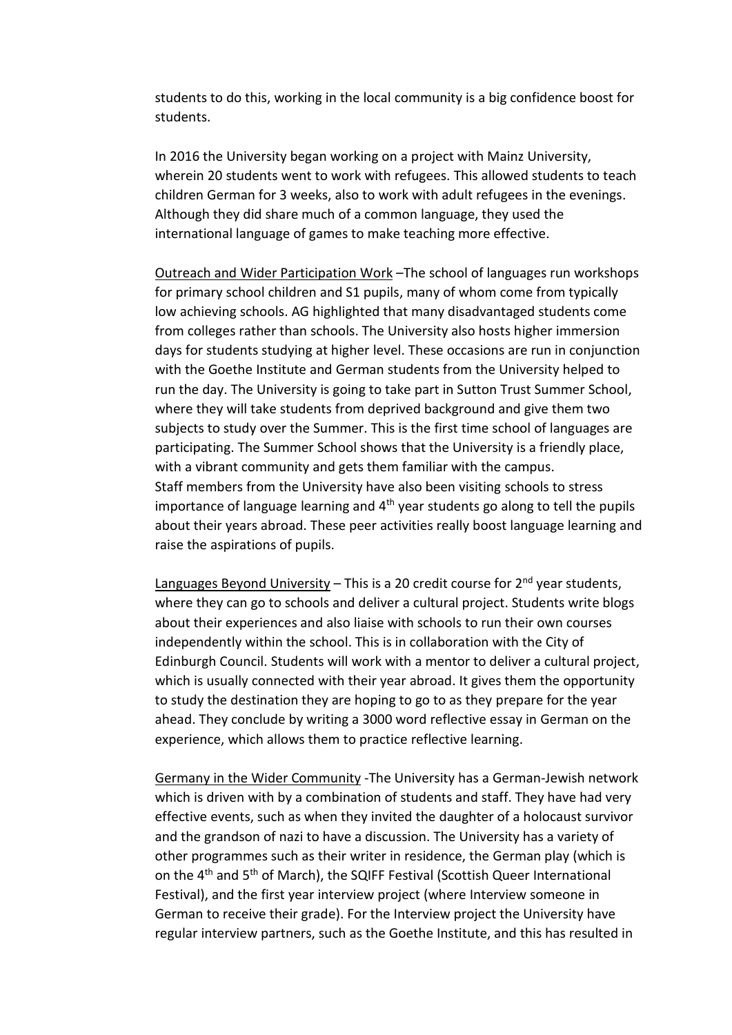students to do this, working in the local community is a big confidence boost for students.

In 2016 the University began working on a project with Mainz University, wherein 20 students went to work with refugees. This allowed students to teach children German for 3 weeks, also to work with adult refugees in the evenings. Although they did share much of a common language, they used the international language of games to make teaching more effective.

Outreach and Wider Participation Work –The school of languages run workshops for primary school children and S1 pupils, many of whom come from typically low achieving schools. AG highlighted that many disadvantaged students come from colleges rather than schools. The University also hosts higher immersion days for students studying at higher level. These occasions are run in conjunction with the Goethe Institute and German students from the University helped to run the day. The University is going to take part in Sutton Trust Summer School, where they will take students from deprived background and give them two subjects to study over the Summer. This is the first time school of languages are participating. The Summer School shows that the University is a friendly place, with a vibrant community and gets them familiar with the campus.
Staff members from the University have also been visiting schools to stress importance of language learning and 4th year students go along to tell the pupils about their years abroad. These peer activities really boost language learning and raise the aspirations of pupils.

Languages Beyond University – This is a 20 credit course for 2nd year students, where they can go to schools and deliver a cultural project. Students write blogs about their experiences and also liaise with schools to run their own courses independently within the school. This is in collaboration with the City of Edinburgh Council. Students will work with a mentor to deliver a cultural project, which is usually connected with their year abroad. It gives them the opportunity to study the destination they are hoping to go to as they prepare for the year ahead. They conclude by writing a 3000 word reflective essay in German on the experience, which allows them to practice reflective learning.

Germany in the Wider Community -The University has a German-Jewish network which is driven with by a combination of students and staff. They have had very effective events, such as when they invited the daughter of a holocaust survivor and the grandson of nazi to have a discussion. The University has a variety of other programmes such as their writer in residence, the German play (which is on the 4th and 5th of March), the SQIFF Festival (Scottish Queer International Festival), and the first year interview project (where Interview someone in German to receive their grade). For the Interview project the University have regular interview partners, such as the Goethe Institute, and this has resulted in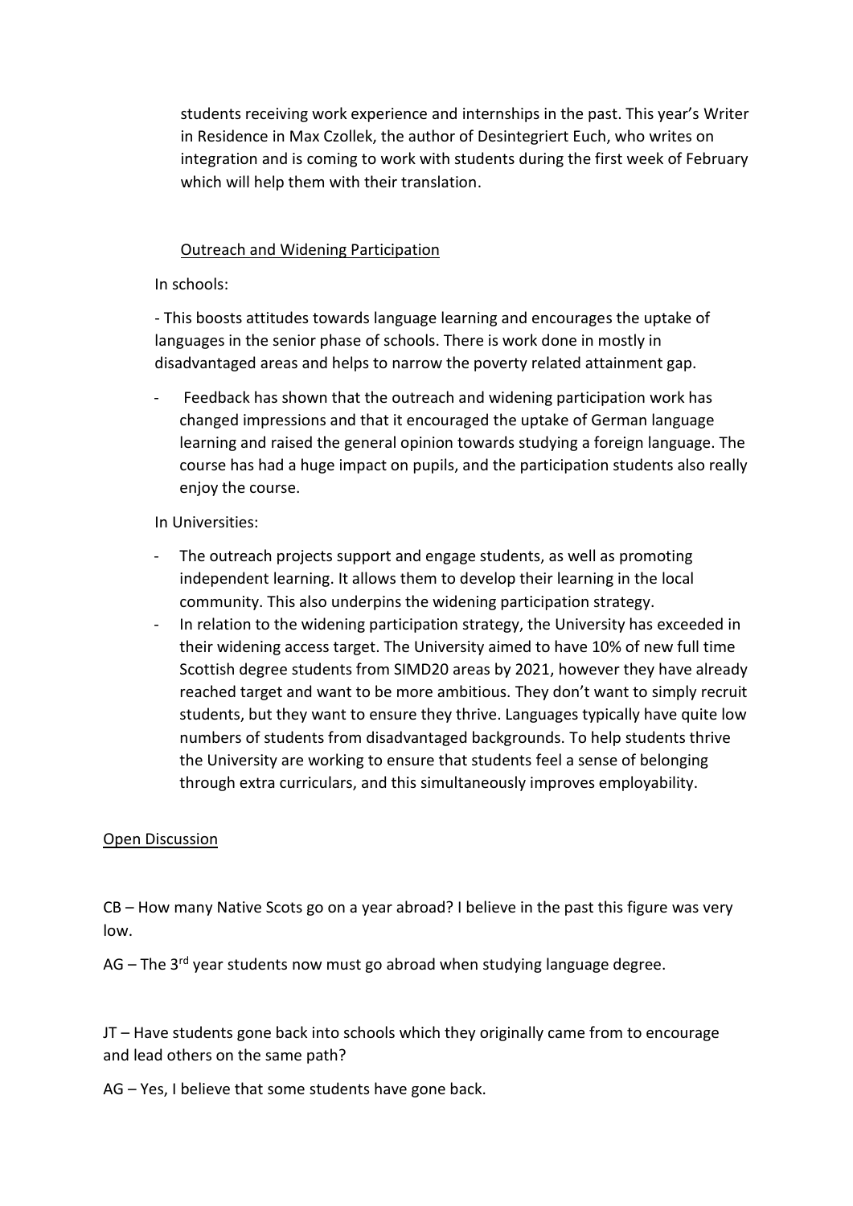students receiving work experience and internships in the past. This year's Writer in Residence in Max Czollek, the author of Desintegriert Euch, who writes on integration and is coming to work with students during the first week of February which will help them with their translation.

Outreach and Widening Participation

In schools:

- This boosts attitudes towards language learning and encourages the uptake of languages in the senior phase of schools. There is work done in mostly in disadvantaged areas and helps to narrow the poverty related attainment gap.

- Feedback has shown that the outreach and widening participation work has changed impressions and that it encouraged the uptake of German language learning and raised the general opinion towards studying a foreign language. The course has had a huge impact on pupils, and the participation students also really enjoy the course.

In Universities:

- The outreach projects support and engage students, as well as promoting independent learning. It allows them to develop their learning in the local community. This also underpins the widening participation strategy.
- In relation to the widening participation strategy, the University has exceeded in their widening access target. The University aimed to have 10% of new full time Scottish degree students from SIMD20 areas by 2021, however they have already reached target and want to be more ambitious. They don't want to simply recruit students, but they want to ensure they thrive. Languages typically have quite low numbers of students from disadvantaged backgrounds. To help students thrive the University are working to ensure that students feel a sense of belonging through extra curriculars, and this simultaneously improves employability.

Open Discussion

CB – How many Native Scots go on a year abroad? I believe in the past this figure was very low.

AG – The 3rd year students now must go abroad when studying language degree.

JT – Have students gone back into schools which they originally came from to encourage and lead others on the same path?

AG – Yes, I believe that some students have gone back.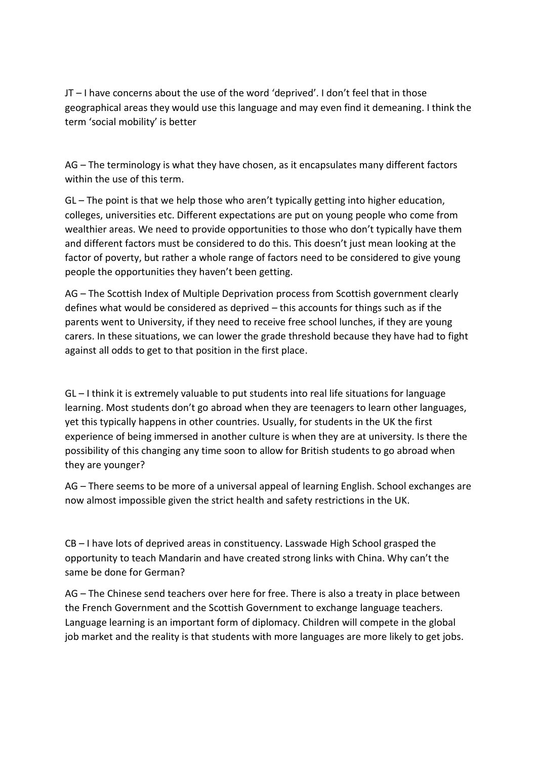JT – I have concerns about the use of the word 'deprived'. I don't feel that in those geographical areas they would use this language and may even find it demeaning. I think the term 'social mobility' is better

AG – The terminology is what they have chosen, as it encapsulates many different factors within the use of this term.

GL – The point is that we help those who aren't typically getting into higher education, colleges, universities etc. Different expectations are put on young people who come from wealthier areas. We need to provide opportunities to those who don't typically have them and different factors must be considered to do this. This doesn't just mean looking at the factor of poverty, but rather a whole range of factors need to be considered to give young people the opportunities they haven't been getting.

AG – The Scottish Index of Multiple Deprivation process from Scottish government clearly defines what would be considered as deprived – this accounts for things such as if the parents went to University, if they need to receive free school lunches, if they are young carers. In these situations, we can lower the grade threshold because they have had to fight against all odds to get to that position in the first place.

GL – I think it is extremely valuable to put students into real life situations for language learning. Most students don't go abroad when they are teenagers to learn other languages, yet this typically happens in other countries. Usually, for students in the UK the first experience of being immersed in another culture is when they are at university. Is there the possibility of this changing any time soon to allow for British students to go abroad when they are younger?

AG – There seems to be more of a universal appeal of learning English. School exchanges are now almost impossible given the strict health and safety restrictions in the UK.

CB – I have lots of deprived areas in constituency. Lasswade High School grasped the opportunity to teach Mandarin and have created strong links with China. Why can't the same be done for German?

AG – The Chinese send teachers over here for free. There is also a treaty in place between the French Government and the Scottish Government to exchange language teachers. Language learning is an important form of diplomacy. Children will compete in the global job market and the reality is that students with more languages are more likely to get jobs.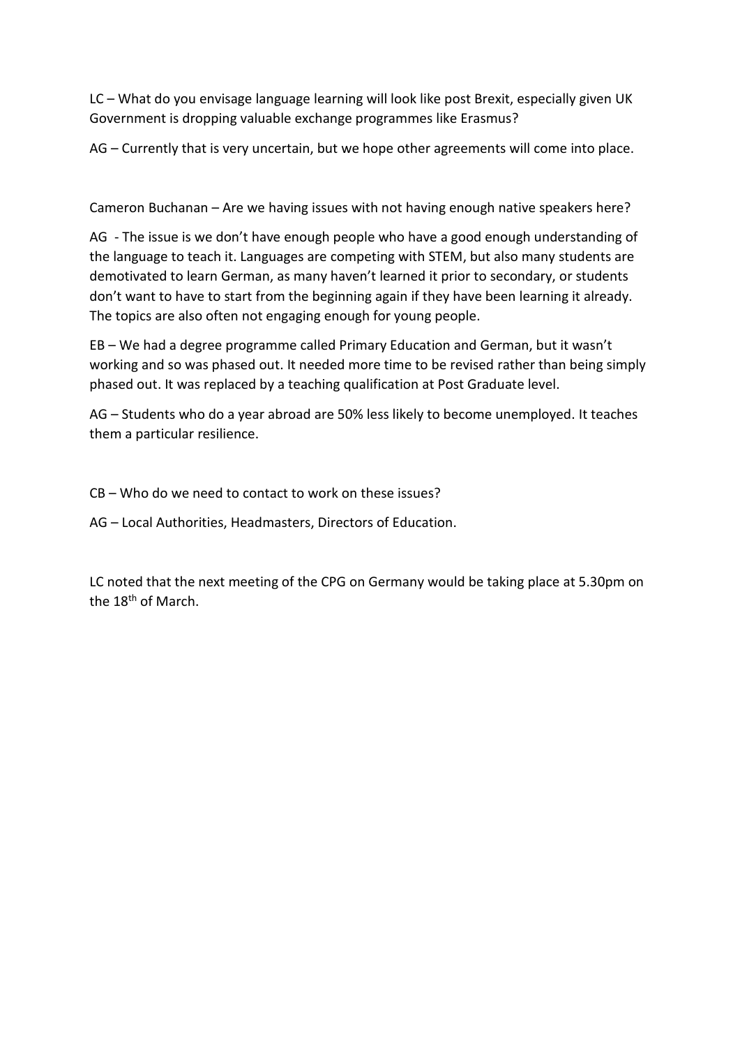LC – What do you envisage language learning will look like post Brexit, especially given UK Government is dropping valuable exchange programmes like Erasmus?

AG – Currently that is very uncertain, but we hope other agreements will come into place.

Cameron Buchanan – Are we having issues with not having enough native speakers here?

AG - The issue is we don't have enough people who have a good enough understanding of the language to teach it. Languages are competing with STEM, but also many students are demotivated to learn German, as many haven't learned it prior to secondary, or students don't want to have to start from the beginning again if they have been learning it already. The topics are also often not engaging enough for young people.

EB – We had a degree programme called Primary Education and German, but it wasn't working and so was phased out. It needed more time to be revised rather than being simply phased out. It was replaced by a teaching qualification at Post Graduate level.

AG – Students who do a year abroad are 50% less likely to become unemployed. It teaches them a particular resilience.

CB – Who do we need to contact to work on these issues?

AG – Local Authorities, Headmasters, Directors of Education.

LC noted that the next meeting of the CPG on Germany would be taking place at 5.30pm on the 18th of March.